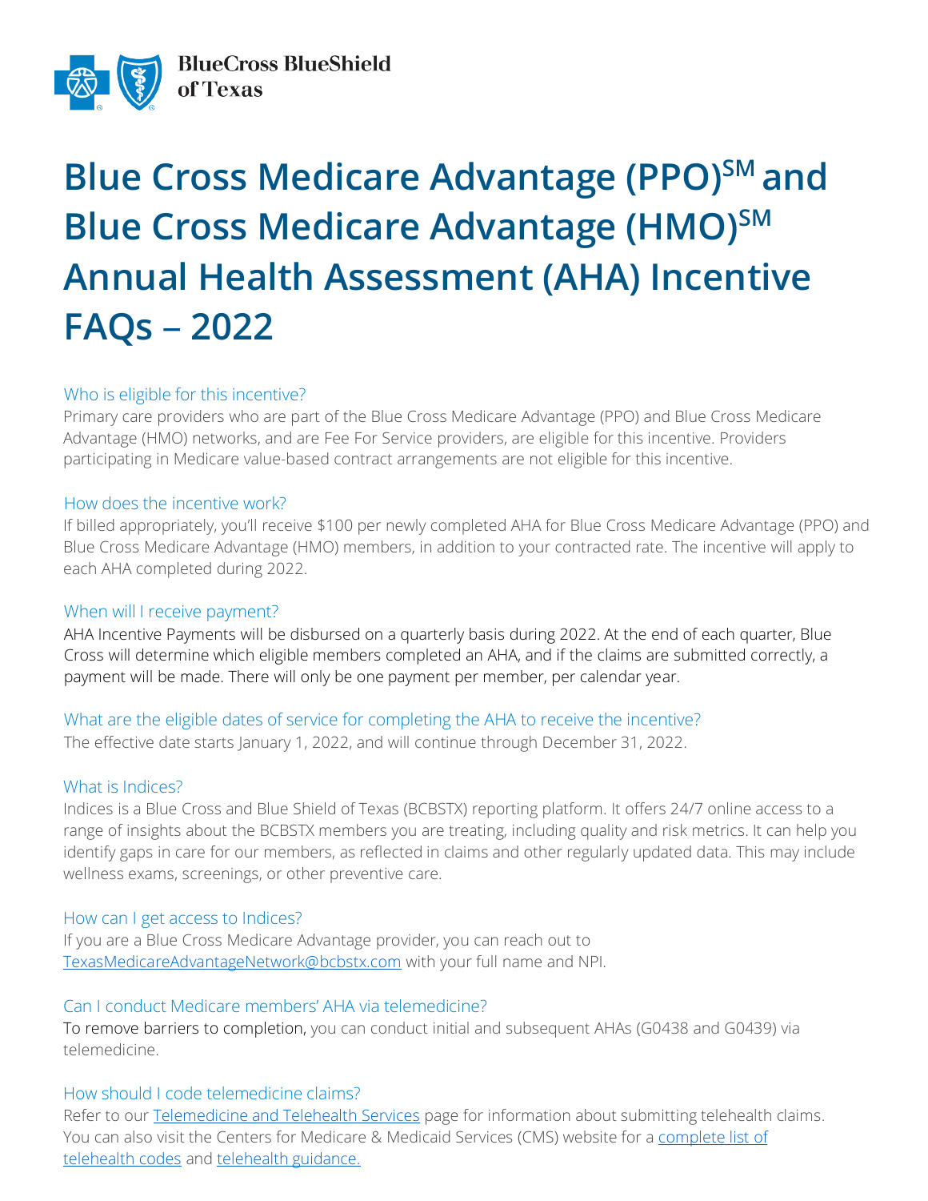BlueCross BlueShield of Texas

# Blue Cross Medicare Advantage (PPO)SM and Blue Cross Medicare Advantage (HMO)SM Annual Health Assessment (AHA) Incentive FAQs – 2022

### Who is eligible for this incentive?

Primary care providers who are part of the Blue Cross Medicare Advantage (PPO) and Blue Cross Medicare Advantage (HMO) networks, and are Fee For Service providers, are eligible for this incentive. Providers participating in Medicare value-based contract arrangements are not eligible for this incentive.

### How does the incentive work?

If billed appropriately, you'll receive $100 per newly completed AHA for Blue Cross Medicare Advantage (PPO) and Blue Cross Medicare Advantage (HMO) members, in addition to your contracted rate. The incentive will apply to each AHA completed during 2022.

### When will I receive payment?

AHA Incentive Payments will be disbursed on a quarterly basis during 2022. At the end of each quarter, Blue Cross will determine which eligible members completed an AHA, and if the claims are submitted correctly, a payment will be made. There will only be one payment per member, per calendar year.

### What are the eligible dates of service for completing the AHA to receive the incentive?

The effective date starts January 1, 2022, and will continue through December 31, 2022.

### What is Indices?

Indices is a Blue Cross and Blue Shield of Texas (BCBSTX) reporting platform. It offers 24/7 online access to a range of insights about the BCBSTX members you are treating, including quality and risk metrics. It can help you identify gaps in care for our members, as reflected in claims and other regularly updated data. This may include wellness exams, screenings, or other preventive care.

### How can I get access to Indices?

If you are a Blue Cross Medicare Advantage provider, you can reach out to TexasMedicareAdvantageNetwork@bcbstx.com with your full name and NPI.

### Can I conduct Medicare members' AHA via telemedicine?

To remove barriers to completion, you can conduct initial and subsequent AHAs (G0438 and G0439) via telemedicine.

### How should I code telemedicine claims?

Refer to our Telemedicine and Telehealth Services page for information about submitting telehealth claims. You can also visit the Centers for Medicare & Medicaid Services (CMS) website for a complete list of telehealth codes and telehealth guidance.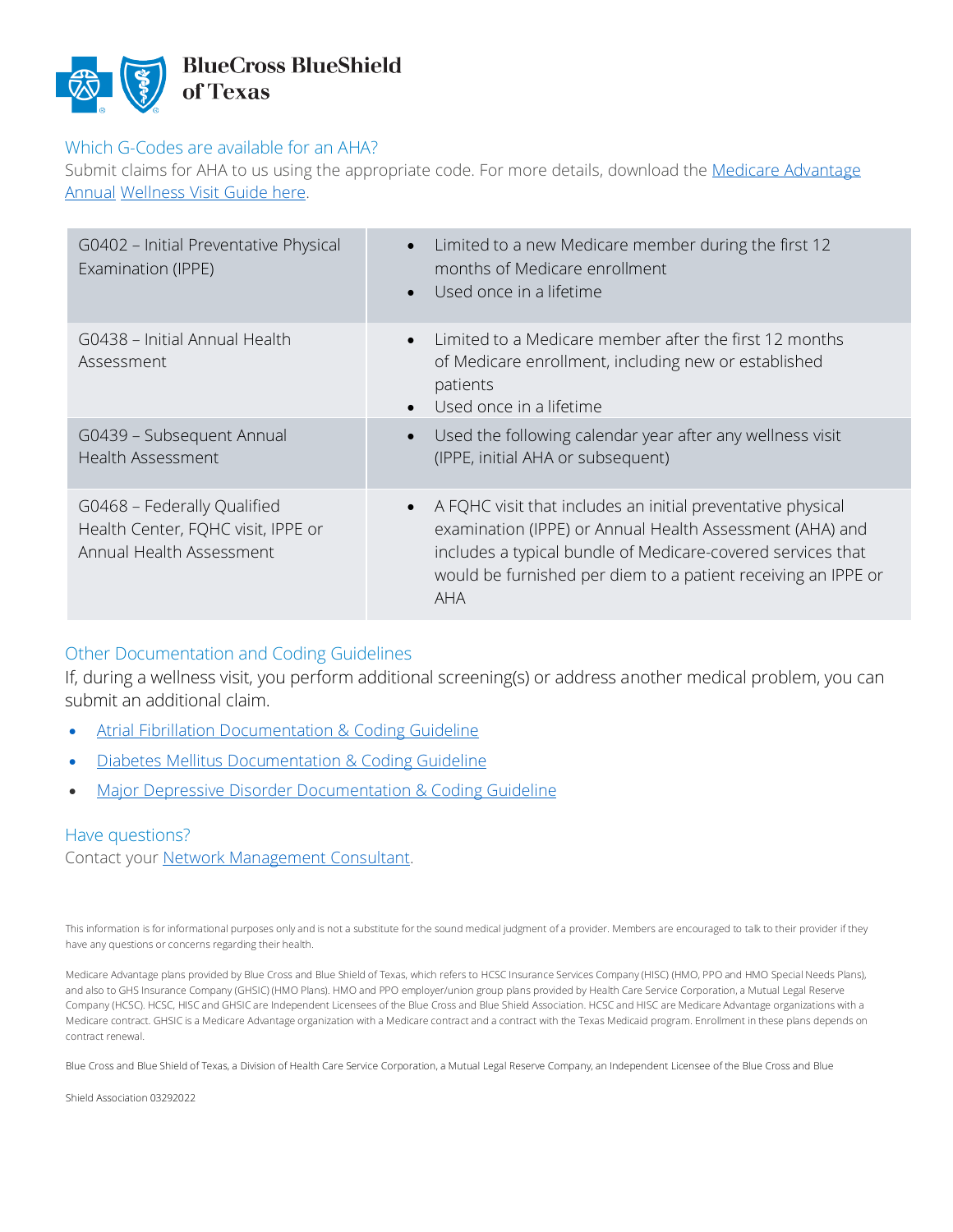BlueCross BlueShield of Texas

## Which G-Codes are available for an AHA?

Submit claims for AHA to us using the appropriate code. For more details, download the Medicare Advantage Annual Wellness Visit Guide here.

| | |
|---|---|
| G0402 – Initial Preventative Physical Examination (IPPE) | • Limited to a new Medicare member during the first 12 months of Medicare enrollment<br>• Used once in a lifetime |
| G0438 – Initial Annual Health Assessment | • Limited to a Medicare member after the first 12 months of Medicare enrollment, including new or established patients<br>• Used once in a lifetime |
| G0439 – Subsequent Annual Health Assessment | • Used the following calendar year after any wellness visit (IPPE, initial AHA or subsequent) |
| G0468 – Federally Qualified Health Center, FQHC visit, IPPE or Annual Health Assessment | • A FQHC visit that includes an initial preventative physical examination (IPPE) or Annual Health Assessment (AHA) and includes a typical bundle of Medicare-covered services that would be furnished per diem to a patient receiving an IPPE or AHA |

## Other Documentation and Coding Guidelines

If, during a wellness visit, you perform additional screening(s) or address another medical problem, you can submit an additional claim.

- Atrial Fibrillation Documentation & Coding Guideline
- Diabetes Mellitus Documentation & Coding Guideline
- Major Depressive Disorder Documentation & Coding Guideline

## Have questions?

Contact your Network Management Consultant.

This information is for informational purposes only and is not a substitute for the sound medical judgment of a provider. Members are encouraged to talk to their provider if they have any questions or concerns regarding their health.

Medicare Advantage plans provided by Blue Cross and Blue Shield of Texas, which refers to HCSC Insurance Services Company (HISC) (HMO, PPO and HMO Special Needs Plans), and also to GHS Insurance Company (GHSIC) (HMO Plans). HMO and PPO employer/union group plans provided by Health Care Service Corporation, a Mutual Legal Reserve Company (HCSC). HCSC, HISC and GHSIC are Independent Licensees of the Blue Cross and Blue Shield Association. HCSC and HISC are Medicare Advantage organizations with a Medicare contract. GHSIC is a Medicare Advantage organization with a Medicare contract and a contract with the Texas Medicaid program. Enrollment in these plans depends on contract renewal.

Blue Cross and Blue Shield of Texas, a Division of Health Care Service Corporation, a Mutual Legal Reserve Company, an Independent Licensee of the Blue Cross and Blue Shield Association 03292022